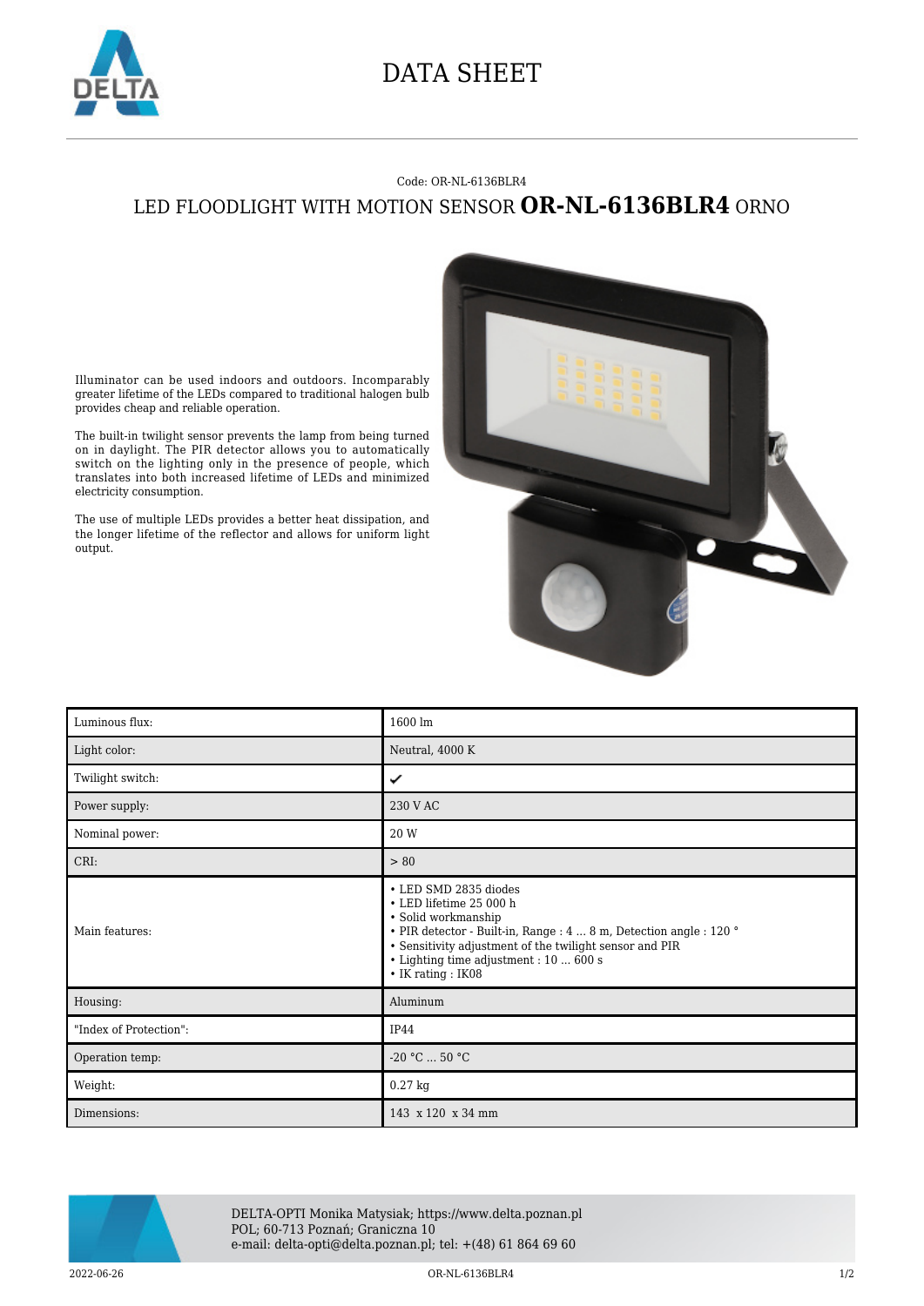# DATA SHEET

Code: OR-NL-6136BLR4

## LED FLOODLIGHT WITH MOTION SENSOR **OR-NL-6136BLR4** ORNO

Illuminator can be used indoors and outdoors. Incomparably greater lifetime of the LEDs compared to traditional halogen bulb provides cheap and reliable operation.

The built-in twilight sensor prevents the lamp from being turned on in daylight. The PIR detector allows you to automatically switch on the lighting only in the presence of people, which translates into both increased lifetime of LEDs and minimized electricity consumption.

The use of multiple LEDs provides a better heat dissipation, and the longer lifetime of the reflector and allows for uniform light output.

| | |
|---|---|
| Luminous flux: | 1600 lm |
| Light color: | Neutral, 4000 K |
| Twilight switch: | ✔ |
| Power supply: | 230 V AC |
| Nominal power: | 20 W |
| CRI: | > 80 |
| Main features: | • LED SMD 2835 diodes<br>• LED lifetime 25 000 h<br>• Solid workmanship<br>• PIR detector - Built-in, Range : 4 ... 8 m, Detection angle : 120 °<br>• Sensitivity adjustment of the twilight sensor and PIR<br>• Lighting time adjustment : 10 ... 600 s<br>• IK rating : IK08 |
| Housing: | Aluminum |
| "Index of Protection": | IP44 |
| Operation temp: | -20 °C ... 50 °C |
| Weight: | 0.27 kg |
| Dimensions: | 143 x 120 x 34 mm |

DELTA-OPTI Monika Matysiak; https://www.delta.poznan.pl
POL; 60-713 Poznań; Graniczna 10
e-mail: delta-opti@delta.poznan.pl; tel: +(48) 61 864 69 60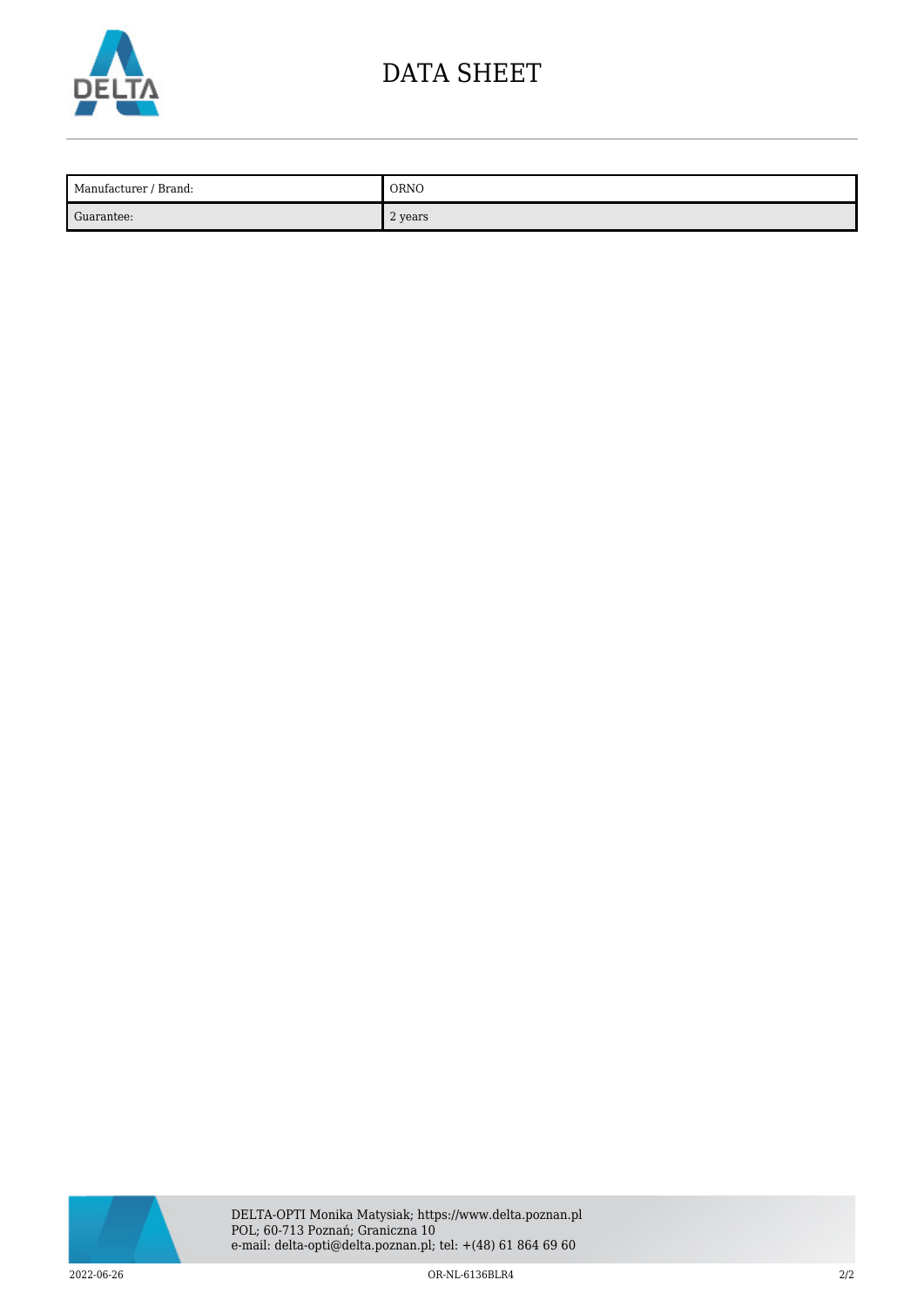# DATA SHEET

| | |
|---|---|
| Manufacturer / Brand: | ORNO |
| Guarantee: | 2 years |

DELTA-OPTI Monika Matysiak; https://www.delta.poznan.pl
POL; 60-713 Poznań; Graniczna 10
e-mail: delta-opti@delta.poznan.pl; tel: +(48) 61 864 69 60

2022-06-26 OR-NL-6136BLR4